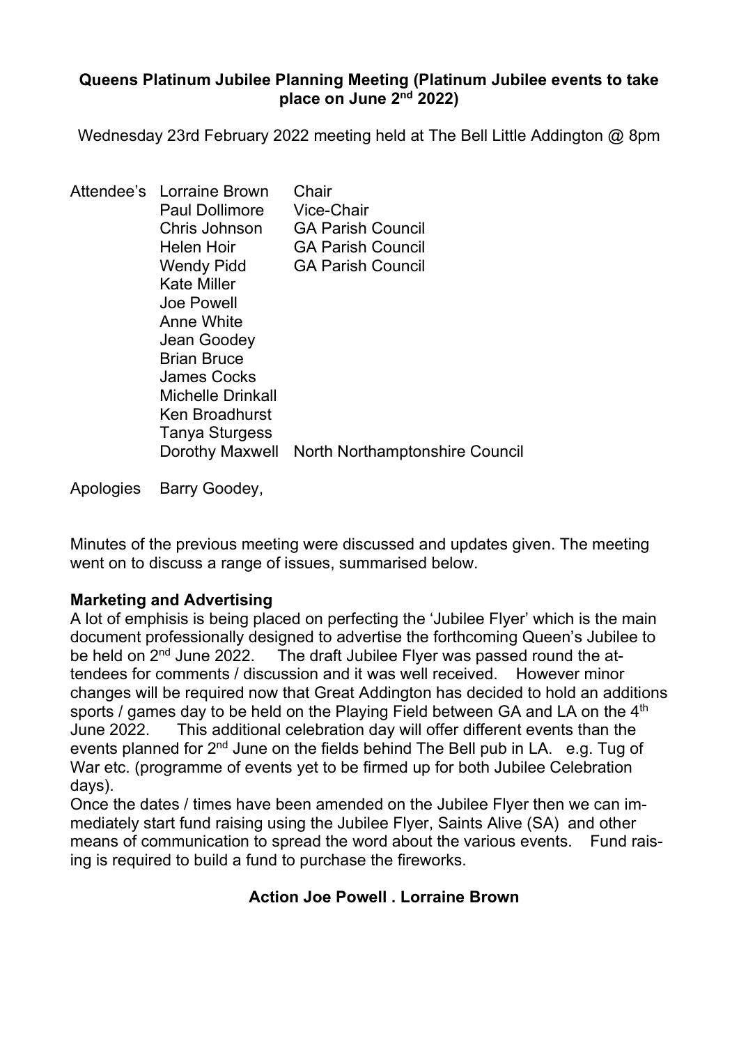**Queens Platinum Jubilee Planning Meeting (Platinum Jubilee events to take place on June 2nd 2022)**

Wednesday 23rd February 2022 meeting held at The Bell Little Addington @ 8pm

| Attendee's | | |
|---|---|---|
| | Lorraine Brown | Chair |
| | Paul Dollimore | Vice-Chair |
| | Chris Johnson | GA Parish Council |
| | Helen Hoir | GA Parish Council |
| | Wendy Pidd | GA Parish Council |
| | Kate Miller | |
| | Joe Powell | |
| | Anne White | |
| | Jean Goodey | |
| | Brian Bruce | |
| | James Cocks | |
| | Michelle Drinkall | |
| | Ken Broadhurst | |
| | Tanya Sturgess | |
| | Dorothy Maxwell | North Northamptonshire Council |

Apologies Barry Goodey,

Minutes of the previous meeting were discussed and updates given. The meeting went on to discuss a range of issues, summarised below.

**Marketing and Advertising**

A lot of emphisis is being placed on perfecting the 'Jubilee Flyer' which is the main document professionally designed to advertise the forthcoming Queen's Jubilee to be held on 2nd June 2022. The draft Jubilee Flyer was passed round the attendees for comments / discussion and it was well received. However minor changes will be required now that Great Addington has decided to hold an additions sports / games day to be held on the Playing Field between GA and LA on the 4th June 2022. This additional celebration day will offer different events than the events planned for 2nd June on the fields behind The Bell pub in LA. e.g. Tug of War etc. (programme of events yet to be firmed up for both Jubilee Celebration days).

Once the dates / times have been amended on the Jubilee Flyer then we can immediately start fund raising using the Jubilee Flyer, Saints Alive (SA) and other means of communication to spread the word about the various events. Fund raising is required to build a fund to purchase the fireworks.

**Action Joe Powell . Lorraine Brown**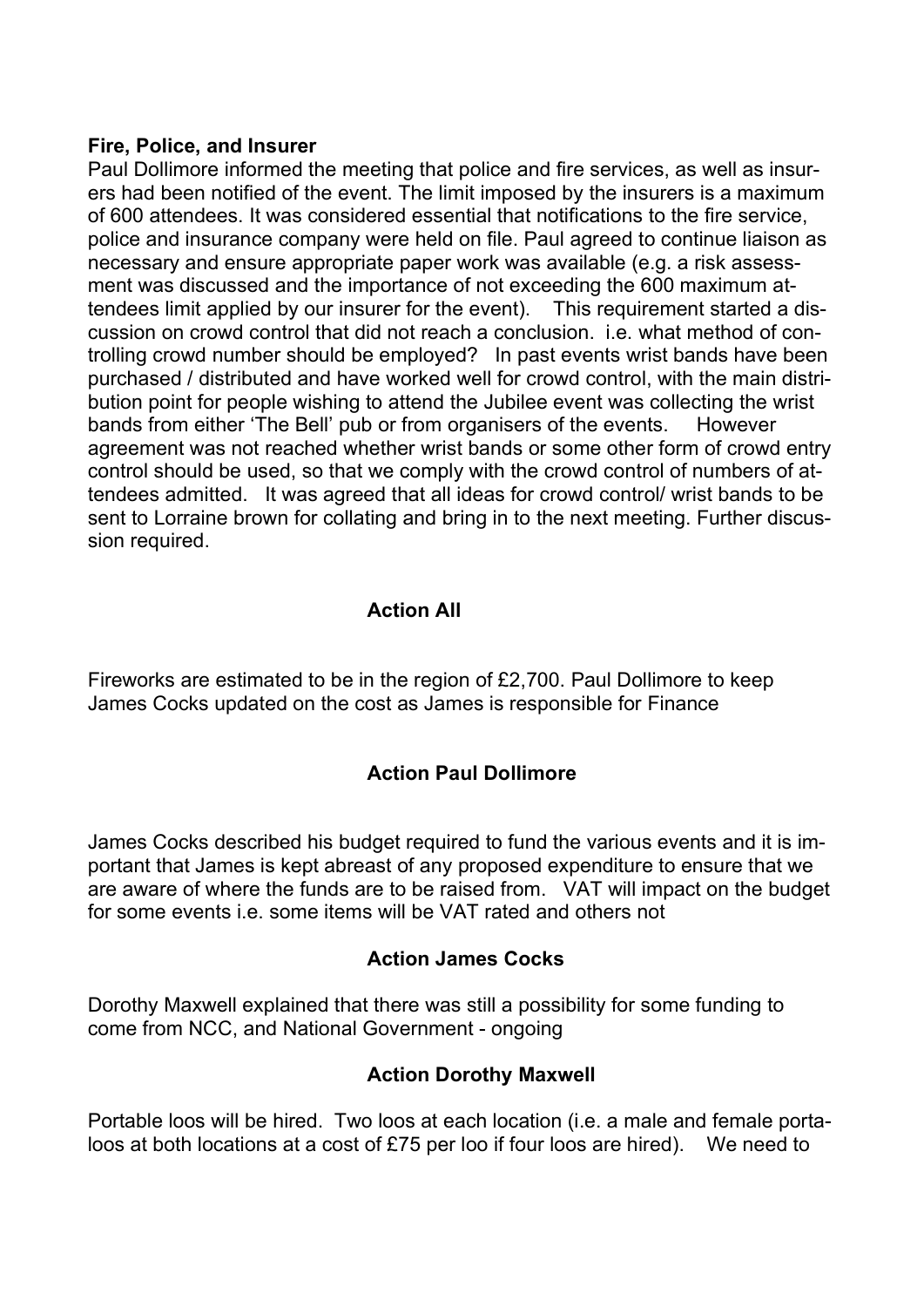**Fire, Police, and Insurer**

Paul Dollimore informed the meeting that police and fire services, as well as insurers had been notified of the event. The limit imposed by the insurers is a maximum of 600 attendees. It was considered essential that notifications to the fire service, police and insurance company were held on file. Paul agreed to continue liaison as necessary and ensure appropriate paper work was available (e.g. a risk assessment was discussed and the importance of not exceeding the 600 maximum attendees limit applied by our insurer for the event). This requirement started a discussion on crowd control that did not reach a conclusion. i.e. what method of controlling crowd number should be employed? In past events wrist bands have been purchased / distributed and have worked well for crowd control, with the main distribution point for people wishing to attend the Jubilee event was collecting the wrist bands from either 'The Bell' pub or from organisers of the events. However agreement was not reached whether wrist bands or some other form of crowd entry control should be used, so that we comply with the crowd control of numbers of attendees admitted. It was agreed that all ideas for crowd control/ wrist bands to be sent to Lorraine brown for collating and bring in to the next meeting. Further discussion required.

**Action All**

Fireworks are estimated to be in the region of £2,700. Paul Dollimore to keep James Cocks updated on the cost as James is responsible for Finance

**Action Paul Dollimore**

James Cocks described his budget required to fund the various events and it is important that James is kept abreast of any proposed expenditure to ensure that we are aware of where the funds are to be raised from. VAT will impact on the budget for some events i.e. some items will be VAT rated and others not

**Action James Cocks**

Dorothy Maxwell explained that there was still a possibility for some funding to come from NCC, and National Government - ongoing

**Action Dorothy Maxwell**

Portable loos will be hired. Two loos at each location (i.e. a male and female portaloos at both locations at a cost of £75 per loo if four loos are hired). We need to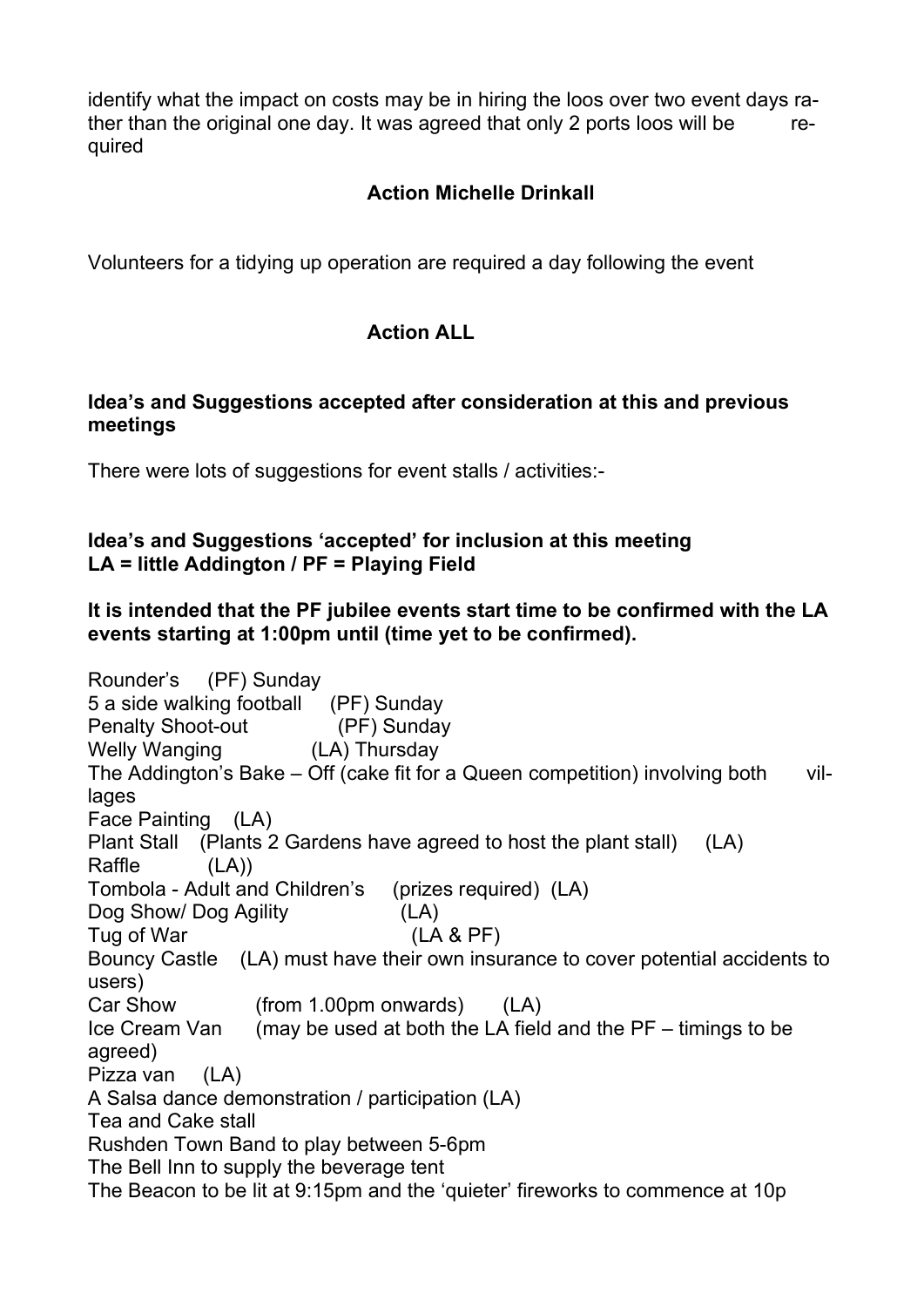identify what the impact on costs may be in hiring the loos over two event days rather than the original one day. It was agreed that only 2 ports loos will be required

**Action Michelle Drinkall**

Volunteers for a tidying up operation are required a day following the event

**Action ALL**

**Idea's and Suggestions accepted after consideration at this and previous meetings**

There were lots of suggestions for event stalls / activities:-

**Idea's and Suggestions 'accepted' for inclusion at this meeting**
**LA = little Addington / PF = Playing Field**

**It is intended that the PF jubilee events start time to be confirmed with the LA events starting at 1:00pm until (time yet to be confirmed).**

Rounder's (PF) Sunday
5 a side walking football (PF) Sunday
Penalty Shoot-out (PF) Sunday
Welly Wanging (LA) Thursday
The Addington's Bake – Off (cake fit for a Queen competition) involving both villages
Face Painting (LA)
Plant Stall (Plants 2 Gardens have agreed to host the plant stall) (LA)
Raffle (LA))
Tombola - Adult and Children's (prizes required) (LA)
Dog Show/ Dog Agility (LA)
Tug of War (LA & PF)
Bouncy Castle (LA) must have their own insurance to cover potential accidents to users)
Car Show (from 1.00pm onwards) (LA)
Ice Cream Van (may be used at both the LA field and the PF – timings to be agreed)
Pizza van (LA)
A Salsa dance demonstration / participation (LA)
Tea and Cake stall
Rushden Town Band to play between 5-6pm
The Bell Inn to supply the beverage tent
The Beacon to be lit at 9:15pm and the 'quieter' fireworks to commence at 10p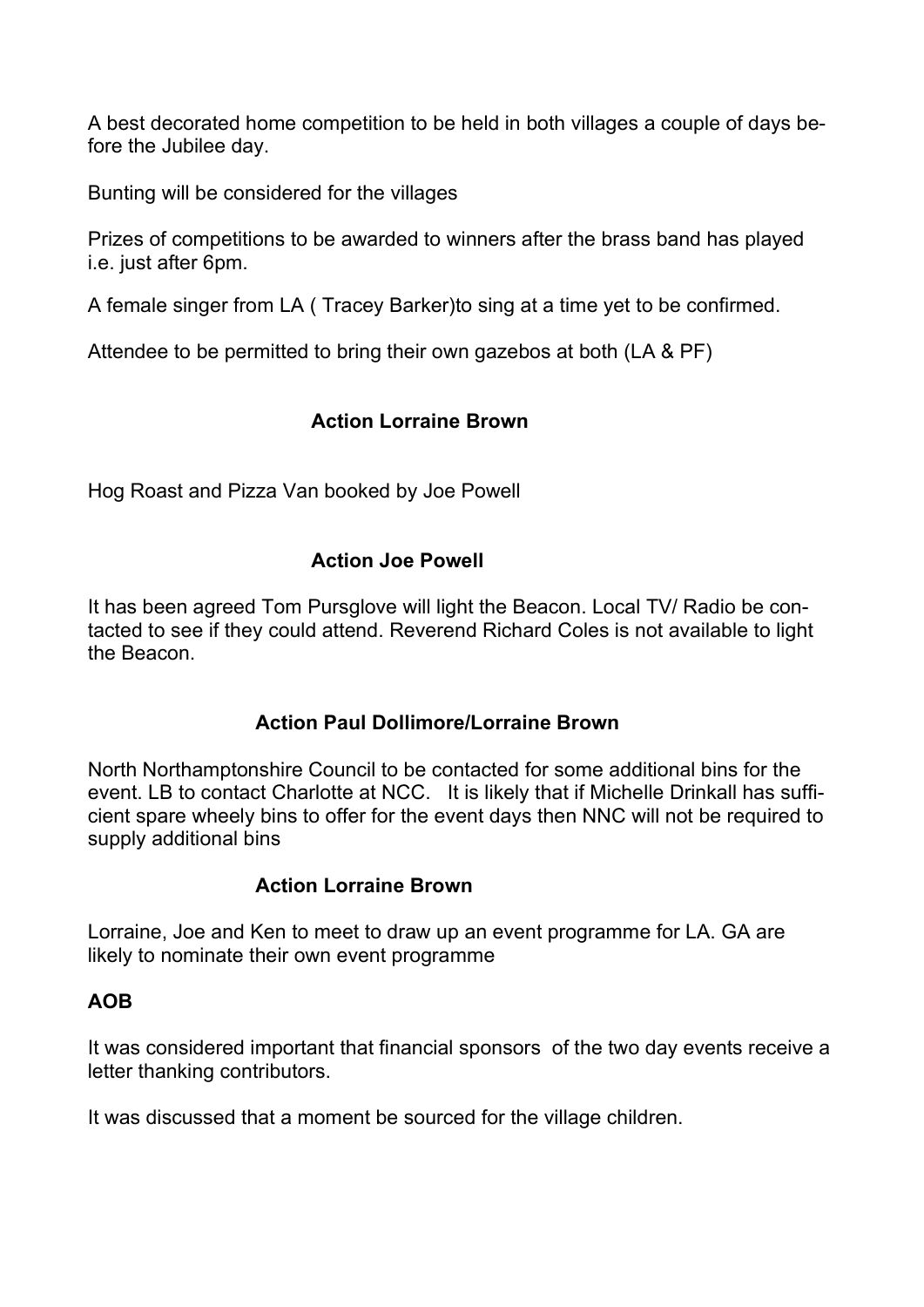A best decorated home competition to be held in both villages a couple of days before the Jubilee day.

Bunting will be considered for the villages

Prizes of competitions to be awarded to winners after the brass band has played i.e. just after 6pm.

A female singer from LA ( Tracey Barker)to sing at a time yet to be confirmed.

Attendee to be permitted to bring their own gazebos at both (LA & PF)

**Action Lorraine Brown**

Hog Roast and Pizza Van booked by Joe Powell

**Action Joe Powell**

It has been agreed Tom Pursglove will light the Beacon. Local TV/ Radio be contacted to see if they could attend. Reverend Richard Coles is not available to light the Beacon.

**Action Paul Dollimore/Lorraine Brown**

North Northamptonshire Council to be contacted for some additional bins for the event. LB to contact Charlotte at NCC. It is likely that if Michelle Drinkall has sufficient spare wheely bins to offer for the event days then NNC will not be required to supply additional bins

**Action Lorraine Brown**

Lorraine, Joe and Ken to meet to draw up an event programme for LA. GA are likely to nominate their own event programme

**AOB**

It was considered important that financial sponsors of the two day events receive a letter thanking contributors.

It was discussed that a moment be sourced for the village children.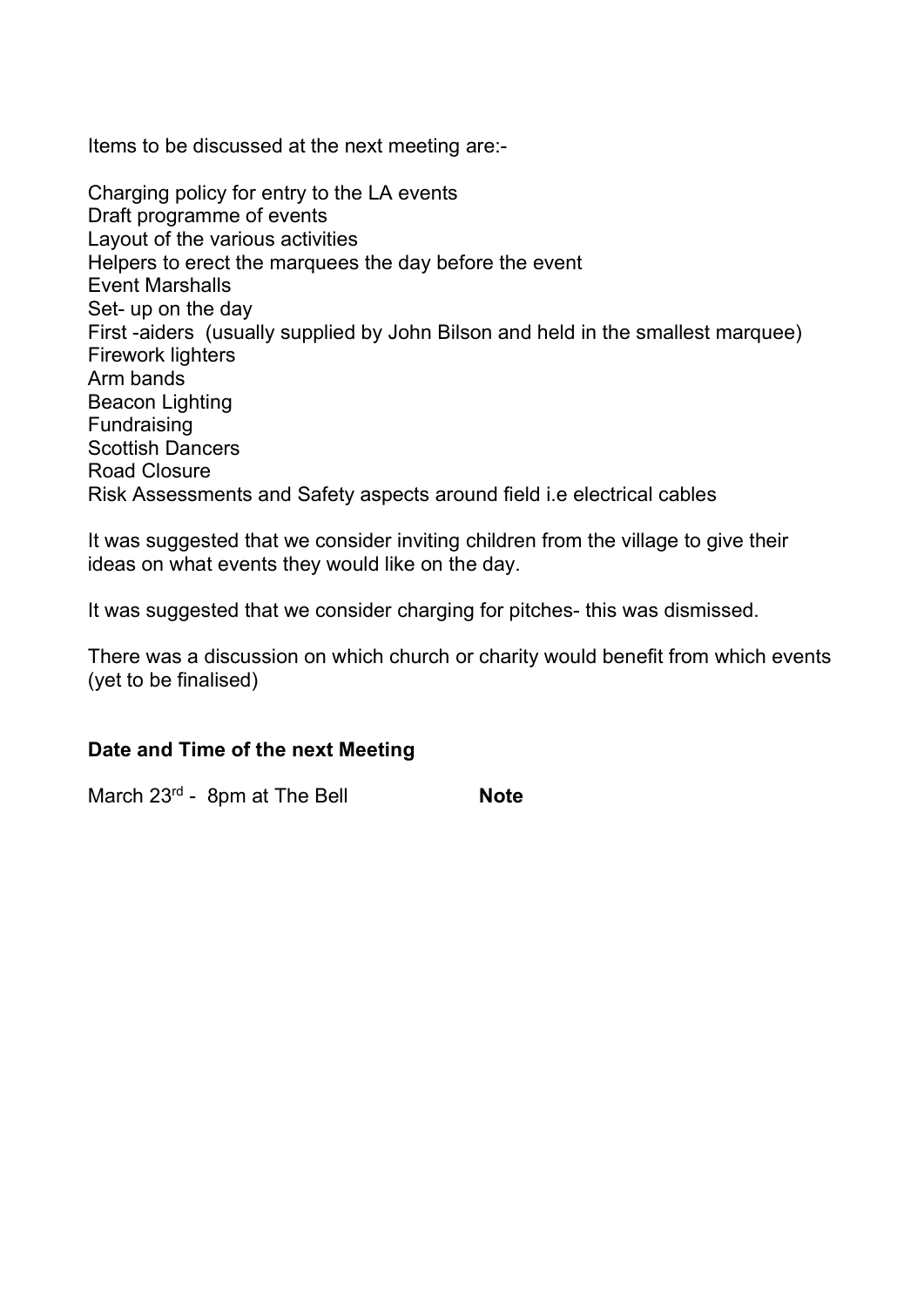Items to be discussed at the next meeting are:-

Charging policy for entry to the LA events
Draft programme of events
Layout of the various activities
Helpers to erect the marquees the day before the event
Event Marshalls
Set- up on the day
First -aiders (usually supplied by John Bilson and held in the smallest marquee)
Firework lighters
Arm bands
Beacon Lighting
Fundraising
Scottish Dancers
Road Closure
Risk Assessments and Safety aspects around field i.e electrical cables

It was suggested that we consider inviting children from the village to give their ideas on what events they would like on the day.

It was suggested that we consider charging for pitches- this was dismissed.

There was a discussion on which church or charity would benefit from which events (yet to be finalised)

**Date and Time of the next Meeting**

March 23rd - 8pm at The Bell **Note**